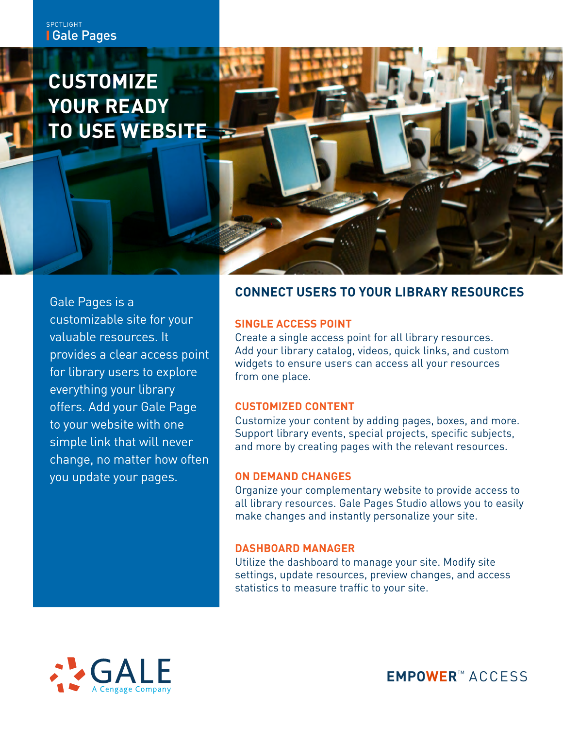SPOTLIGHT

Gale Pages

# CUSTOMIZE YOUR READY TO USE WEBSITE

Gale Pages is a customizable site for your valuable resources. It provides a clear access point for library users to explore everything your library offers. Add your Gale Page to your website with one simple link that will never change, no matter how often you update your pages.

## CONNECT USERS TO YOUR LIBRARY RESOURCES

### SINGLE ACCESS POINT

Create a single access point for all library resources. Add your library catalog, videos, quick links, and custom widgets to ensure users can access all your resources from one place.

### CUSTOMIZED CONTENT

Customize your content by adding pages, boxes, and more. Support library events, special projects, specific subjects, and more by creating pages with the relevant resources.

### ON DEMAND CHANGES

Organize your complementary website to provide access to all library resources. Gale Pages Studio allows you to easily make changes and instantly personalize your site.

### DASHBOARD MANAGER

Utilize the dashboard to manage your site. Modify site settings, update resources, preview changes, and access statistics to measure traffic to your site.

GALE A Cengage Company

EMPOWER™ ACCESS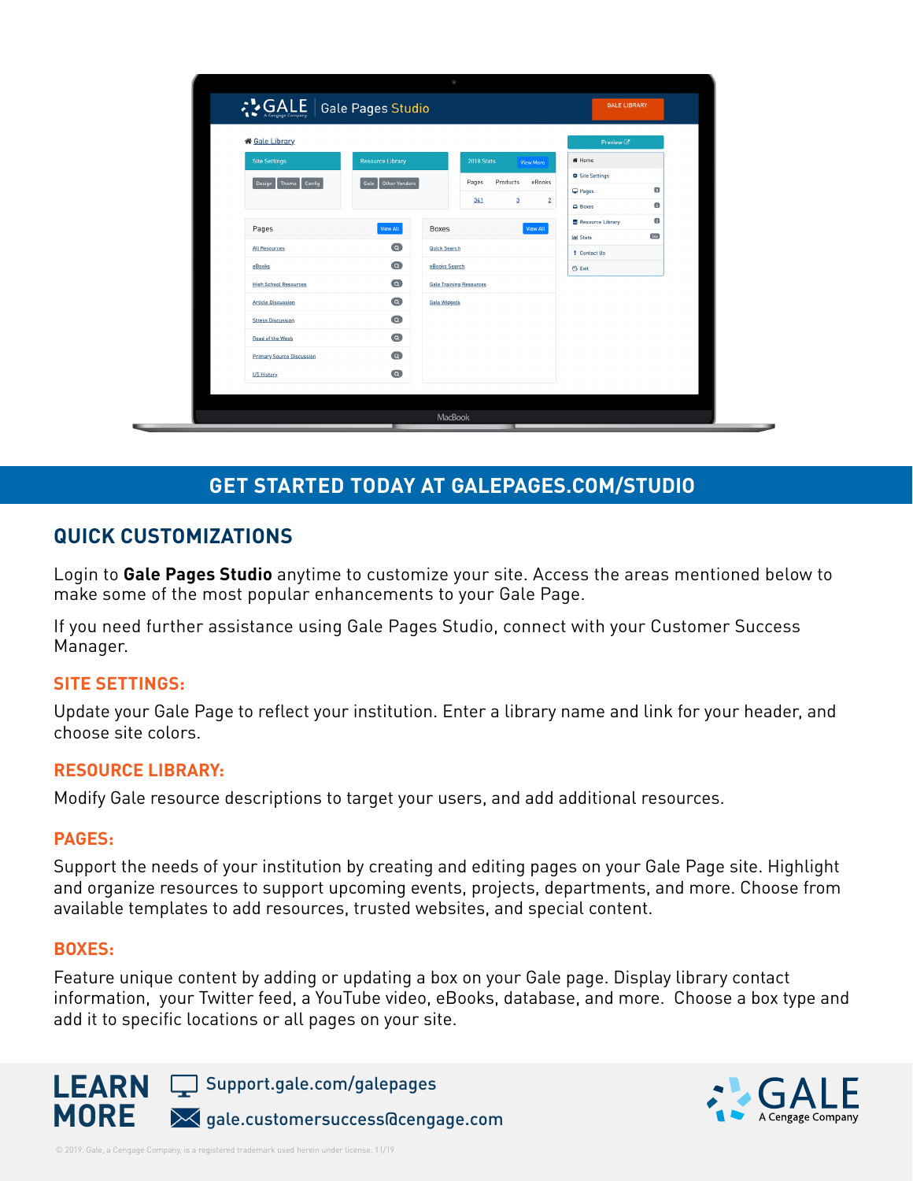## GET STARTED TODAY AT GALEPAGES.COM/STUDIO

## QUICK CUSTOMIZATIONS

Login to **Gale Pages Studio** anytime to customize your site. Access the areas mentioned below to make some of the most popular enhancements to your Gale Page.

If you need further assistance using Gale Pages Studio, connect with your Customer Success Manager.

### SITE SETTINGS:

Update your Gale Page to reflect your institution. Enter a library name and link for your header, and choose site colors.

### RESOURCE LIBRARY:

Modify Gale resource descriptions to target your users, and add additional resources.

### PAGES:

Support the needs of your institution by creating and editing pages on your Gale Page site. Highlight and organize resources to support upcoming events, projects, departments, and more. Choose from available templates to add resources, trusted websites, and special content.

### BOXES:

Feature unique content by adding or updating a box on your Gale page. Display library contact information, your Twitter feed, a YouTube video, eBooks, database, and more. Choose a box type and add it to specific locations or all pages on your site.

**LEARN MORE**

Support.gale.com/galepages

gale.customersuccess@cengage.com

GALE A Cengage Company

© 2019. Gale, a Cengage Company, is a registered trademark used herein under license. 11/19